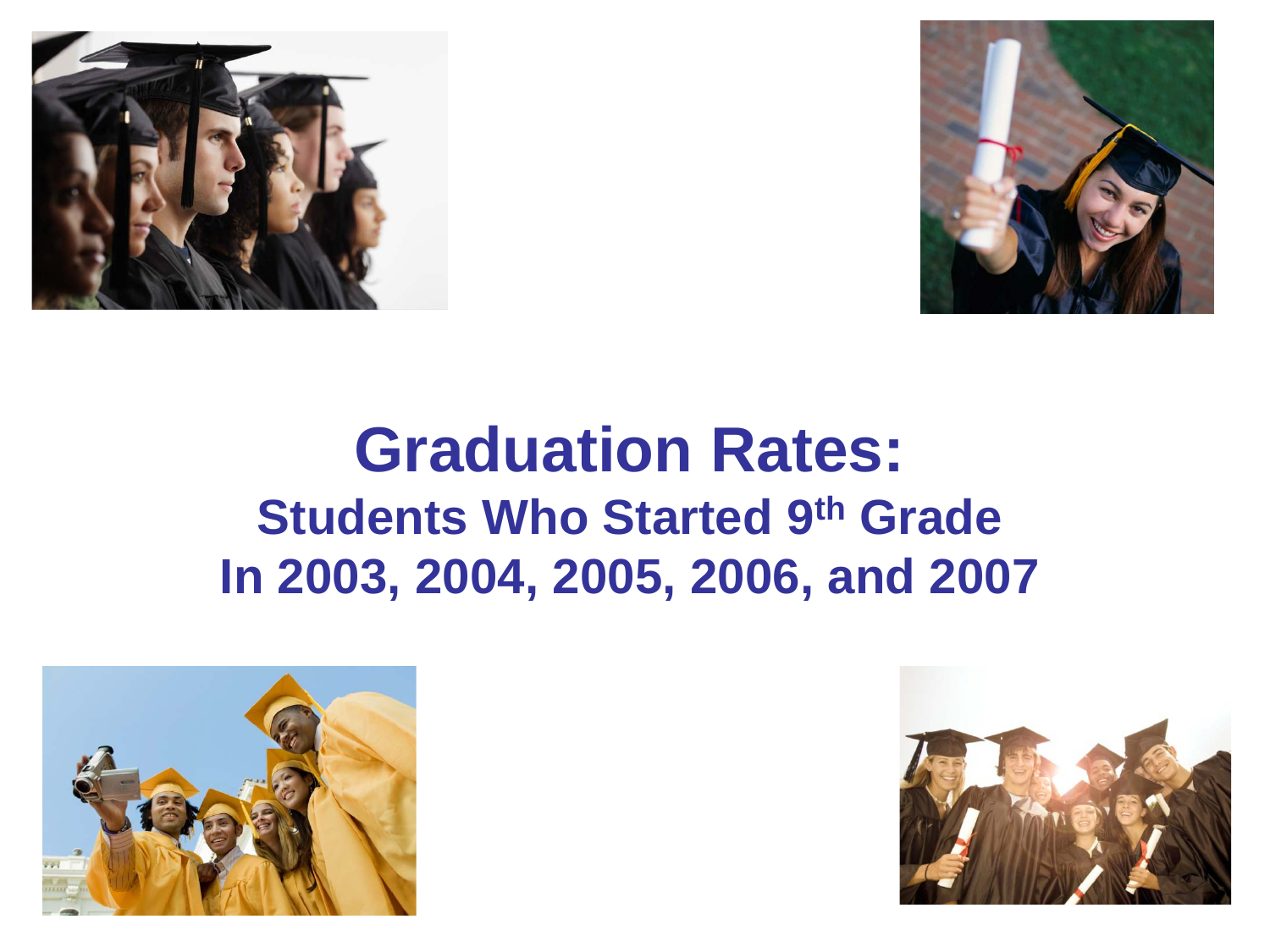# Graduation Rates:

## Students Who Started 9th Grade In 2003, 2004, 2005, 2006, and 2007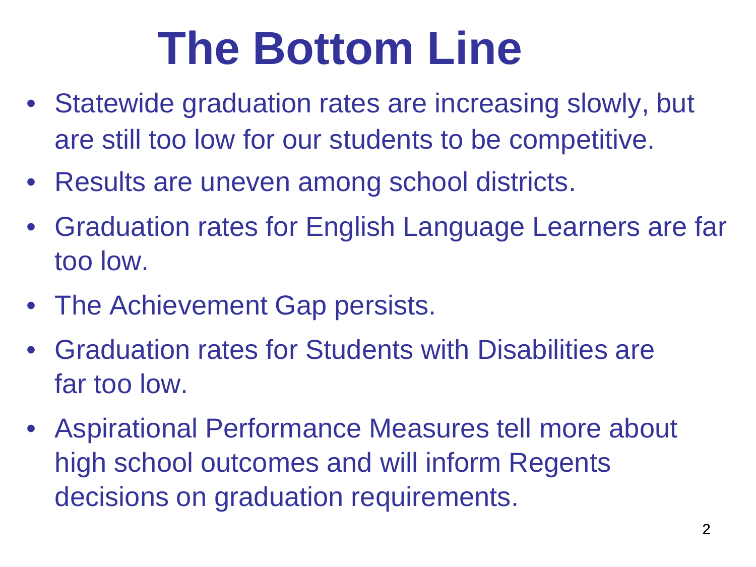# The Bottom Line

- Statewide graduation rates are increasing slowly, but are still too low for our students to be competitive.
- Results are uneven among school districts.
- Graduation rates for English Language Learners are far too low.
- The Achievement Gap persists.
- Graduation rates for Students with Disabilities are far too low.
- Aspirational Performance Measures tell more about high school outcomes and will inform Regents decisions on graduation requirements.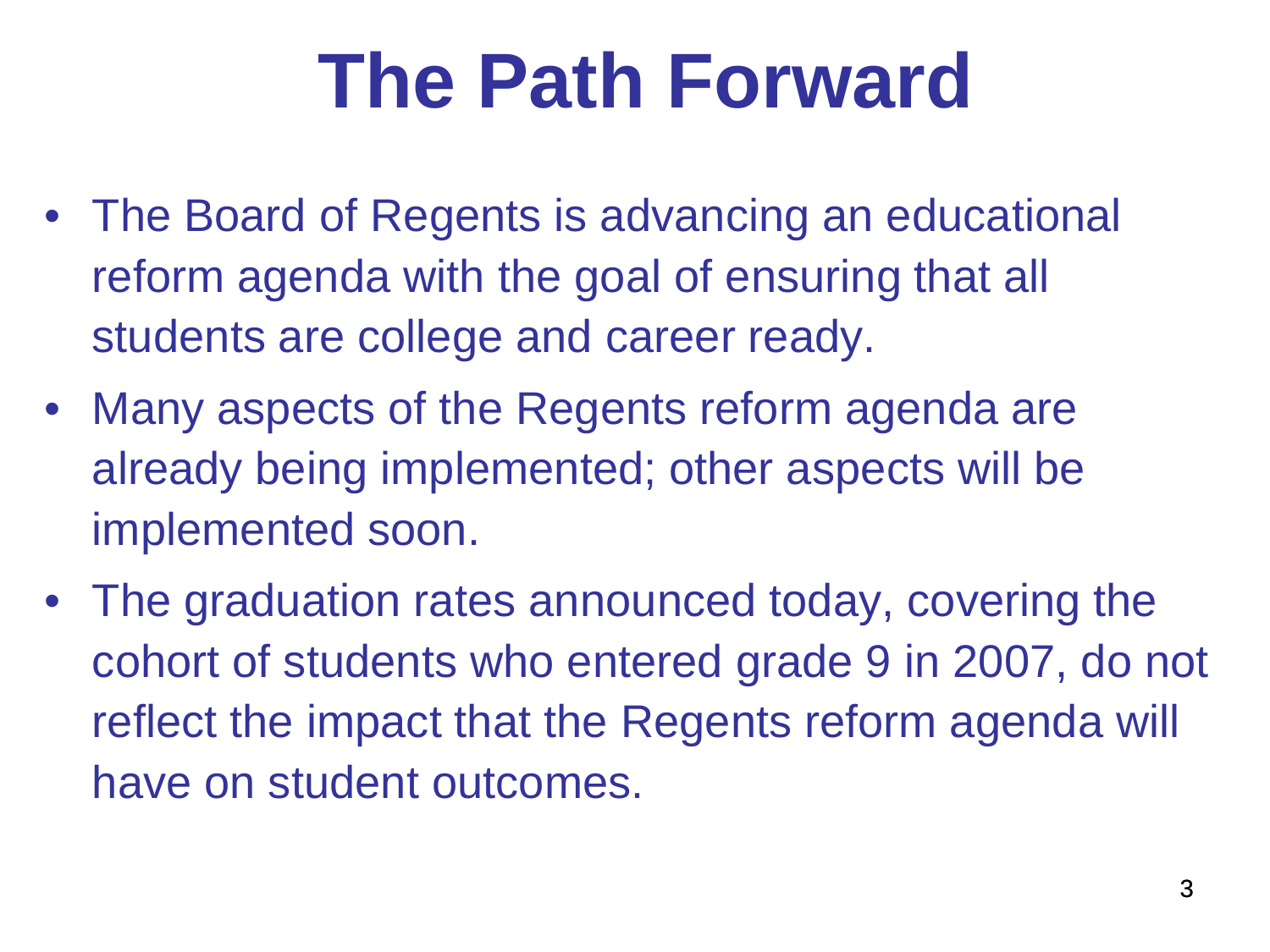# The Path Forward

- The Board of Regents is advancing an educational reform agenda with the goal of ensuring that all students are college and career ready.
- Many aspects of the Regents reform agenda are already being implemented; other aspects will be implemented soon.
- The graduation rates announced today, covering the cohort of students who entered grade 9 in 2007, do not reflect the impact that the Regents reform agenda will have on student outcomes.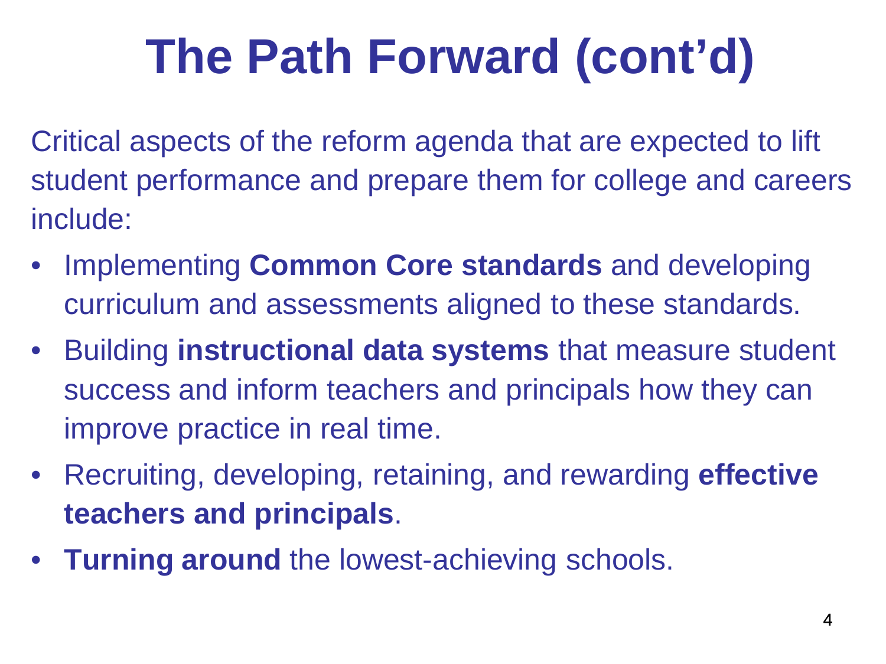# The Path Forward (cont'd)

Critical aspects of the reform agenda that are expected to lift student performance and prepare them for college and careers include:

- Implementing **Common Core standards** and developing curriculum and assessments aligned to these standards.
- Building **instructional data systems** that measure student success and inform teachers and principals how they can improve practice in real time.
- Recruiting, developing, retaining, and rewarding **effective teachers and principals**.
- **Turning around** the lowest-achieving schools.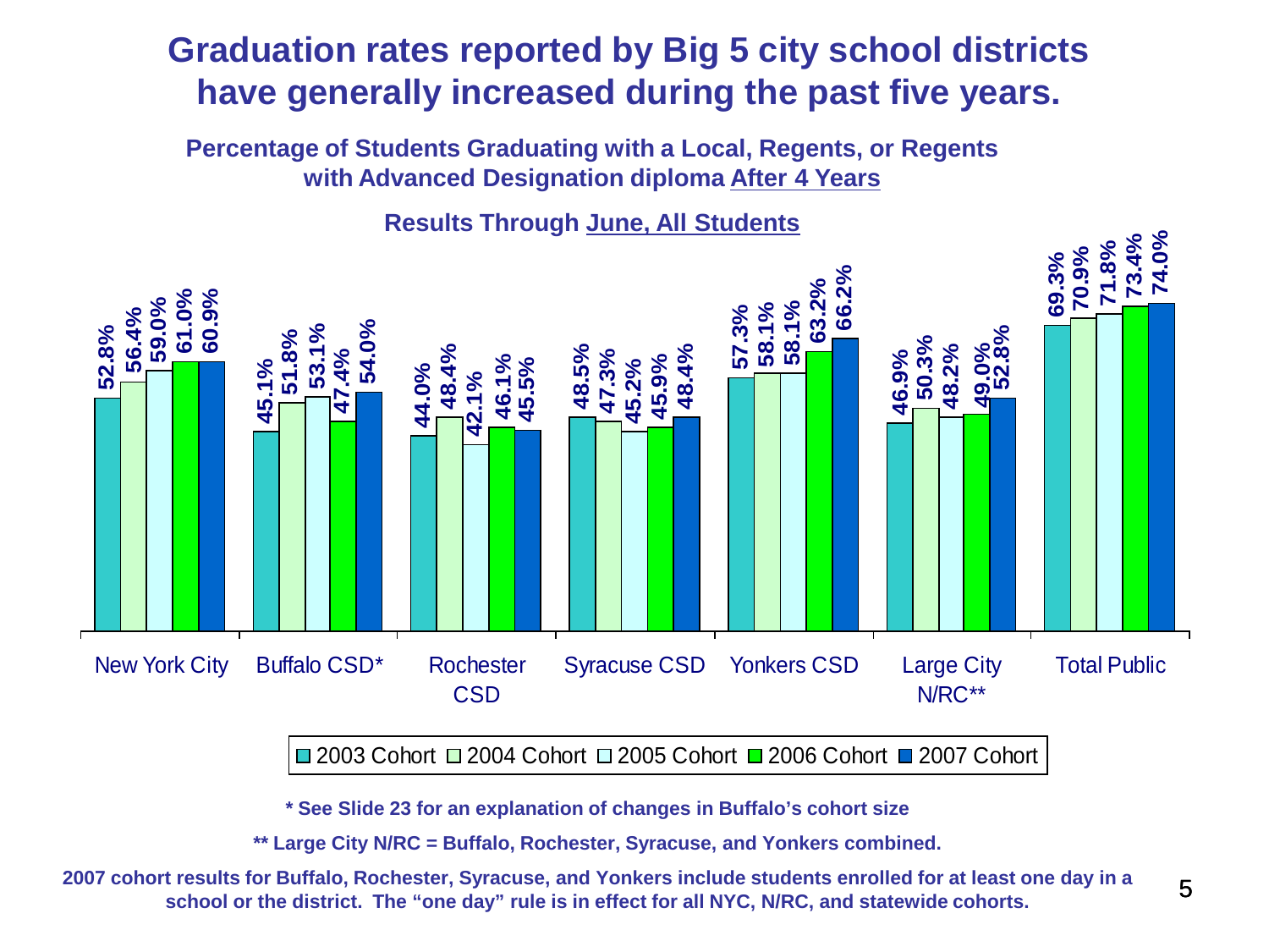# Graduation rates reported by Big 5 city school districts have generally increased during the past five years.

**Percentage of Students Graduating with a Local, Regents, or Regents with Advanced Designation diploma After 4 Years**

**Results Through June, All Students**

| | 2003 Cohort | 2004 Cohort | 2005 Cohort | 2006 Cohort | 2007 Cohort |
|---|---|---|---|---|---|
| New York City | 52.8% | 56.4% | 59.0% | 61.0% | 60.9% |
| Buffalo CSD* | 45.1% | 51.8% | 53.1% | 47.4% | 54.0% |
| Rochester CSD | 44.0% | 48.4% | 42.1% | 46.1% | 45.5% |
| Syracuse CSD | 48.5% | 47.3% | 45.2% | 45.9% | 48.4% |
| Yonkers CSD | 57.3% | 58.1% | 58.1% | 63.2% | 66.2% |
| Large City N/RC** | 46.9% | 50.3% | 48.2% | 49.0% | 52.8% |
| Total Public | 69.3% | 70.9% | 71.8% | 73.4% | 74.0% |

**\* See Slide 23 for an explanation of changes in Buffalo's cohort size**

**\*\* Large City N/RC = Buffalo, Rochester, Syracuse, and Yonkers combined.**

**2007 cohort results for Buffalo, Rochester, Syracuse, and Yonkers include students enrolled for at least one day in a school or the district. The "one day" rule is in effect for all NYC, N/RC, and statewide cohorts.**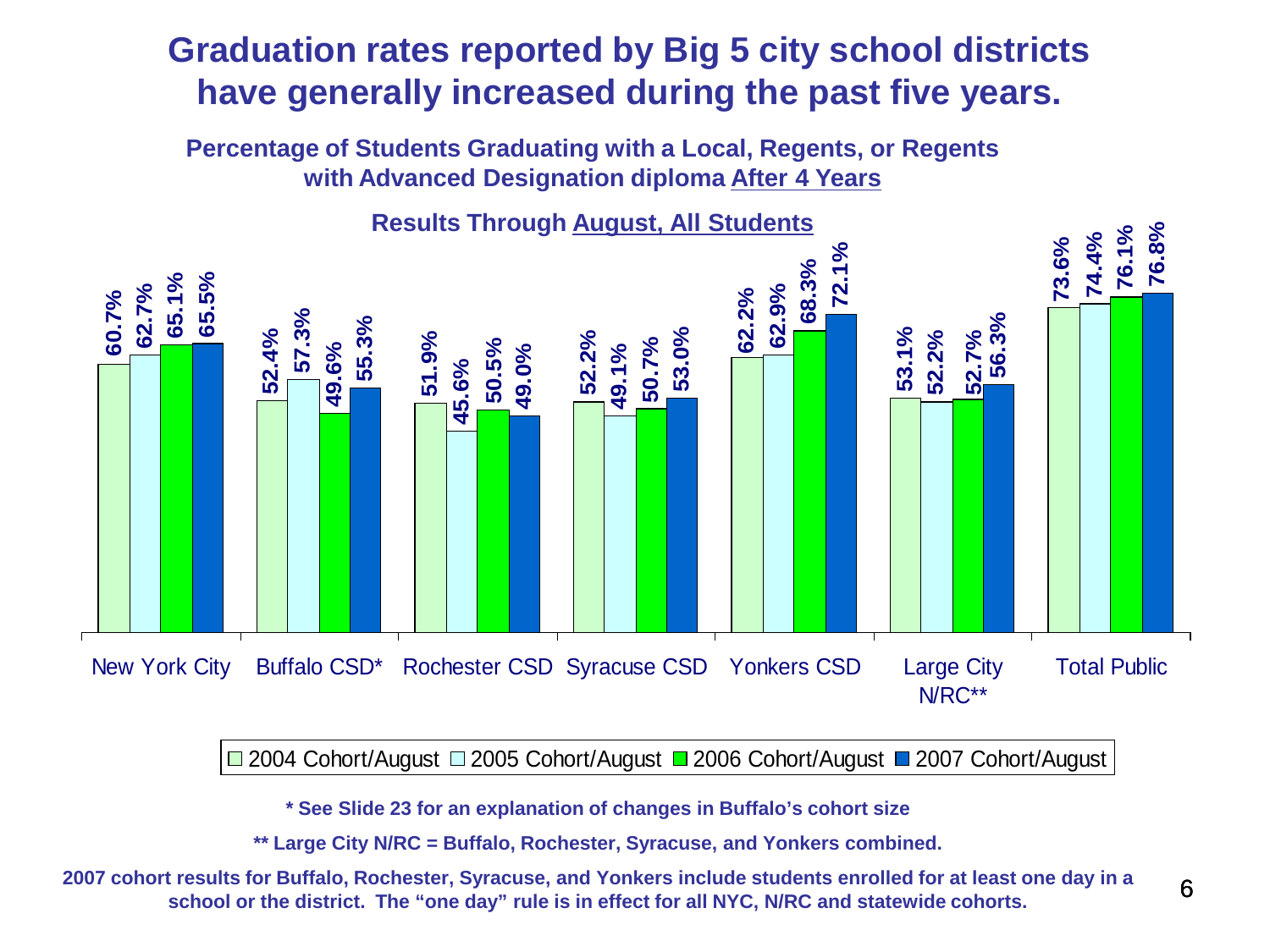# Graduation rates reported by Big 5 city school districts have generally increased during the past five years.

**Percentage of Students Graduating with a Local, Regents, or Regents with Advanced Designation diploma After 4 Years**

**Results Through August, All Students**

| | 2004 Cohort/August | 2005 Cohort/August | 2006 Cohort/August | 2007 Cohort/August |
|---|---|---|---|---|
| New York City | 60.7% | 62.7% | 65.1% | 65.5% |
| Buffalo CSD* | 52.4% | 57.3% | 49.6% | 55.3% |
| Rochester CSD | 51.9% | 45.6% | 50.5% | 49.0% |
| Syracuse CSD | 52.2% | 49.1% | 50.7% | 53.0% |
| Yonkers CSD | 62.2% | 62.9% | 68.3% | 72.1% |
| Large City N/RC** | 53.1% | 52.2% | 52.7% | 56.3% |
| Total Public | 73.6% | 74.4% | 76.1% | 76.8% |

**\* See Slide 23 for an explanation of changes in Buffalo's cohort size**

**\*\* Large City N/RC = Buffalo, Rochester, Syracuse, and Yonkers combined.**

**2007 cohort results for Buffalo, Rochester, Syracuse, and Yonkers include students enrolled for at least one day in a school or the district. The "one day" rule is in effect for all NYC, N/RC and statewide cohorts.**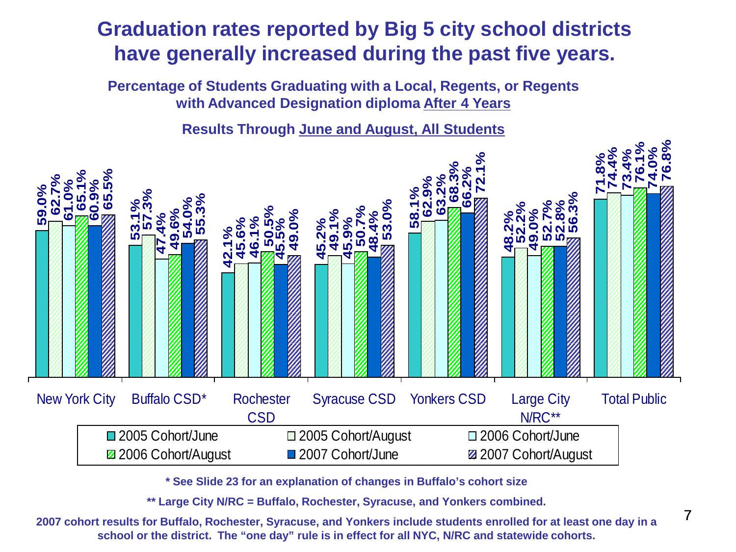# Graduation rates reported by Big 5 city school districts have generally increased during the past five years.

**Percentage of Students Graduating with a Local, Regents, or Regents with Advanced Designation diploma After 4 Years**

**Results Through June and August, All Students**

| | 2005 Cohort/June | 2005 Cohort/August | 2006 Cohort/June | 2006 Cohort/August | 2007 Cohort/June | 2007 Cohort/August |
|---|---|---|---|---|---|---|
| New York City | 59.0% | 62.7% | 61.0% | 65.1% | 60.9% | 65.5% |
| Buffalo CSD* | 53.1% | 57.3% | 47.4% | 49.6% | 54.0% | 55.3% |
| Rochester CSD | 42.1% | 45.6% | 46.1% | 50.5% | 45.5% | 49.0% |
| Syracuse CSD | 45.2% | 49.1% | 45.9% | 50.7% | 48.4% | 53.0% |
| Yonkers CSD | 58.1% | 62.9% | 63.2% | 68.3% | 66.2% | 72.1% |
| Large City N/RC** | 48.2% | 52.2% | 49.0% | 52.7% | 52.8% | 56.3% |
| Total Public | 71.8% | 74.4% | 73.4% | 76.1% | 74.0% | 76.8% |

**\* See Slide 23 for an explanation of changes in Buffalo's cohort size**

**\*\* Large City N/RC = Buffalo, Rochester, Syracuse, and Yonkers combined.**

**2007 cohort results for Buffalo, Rochester, Syracuse, and Yonkers include students enrolled for at least one day in a school or the district. The "one day" rule is in effect for all NYC, N/RC and statewide cohorts.**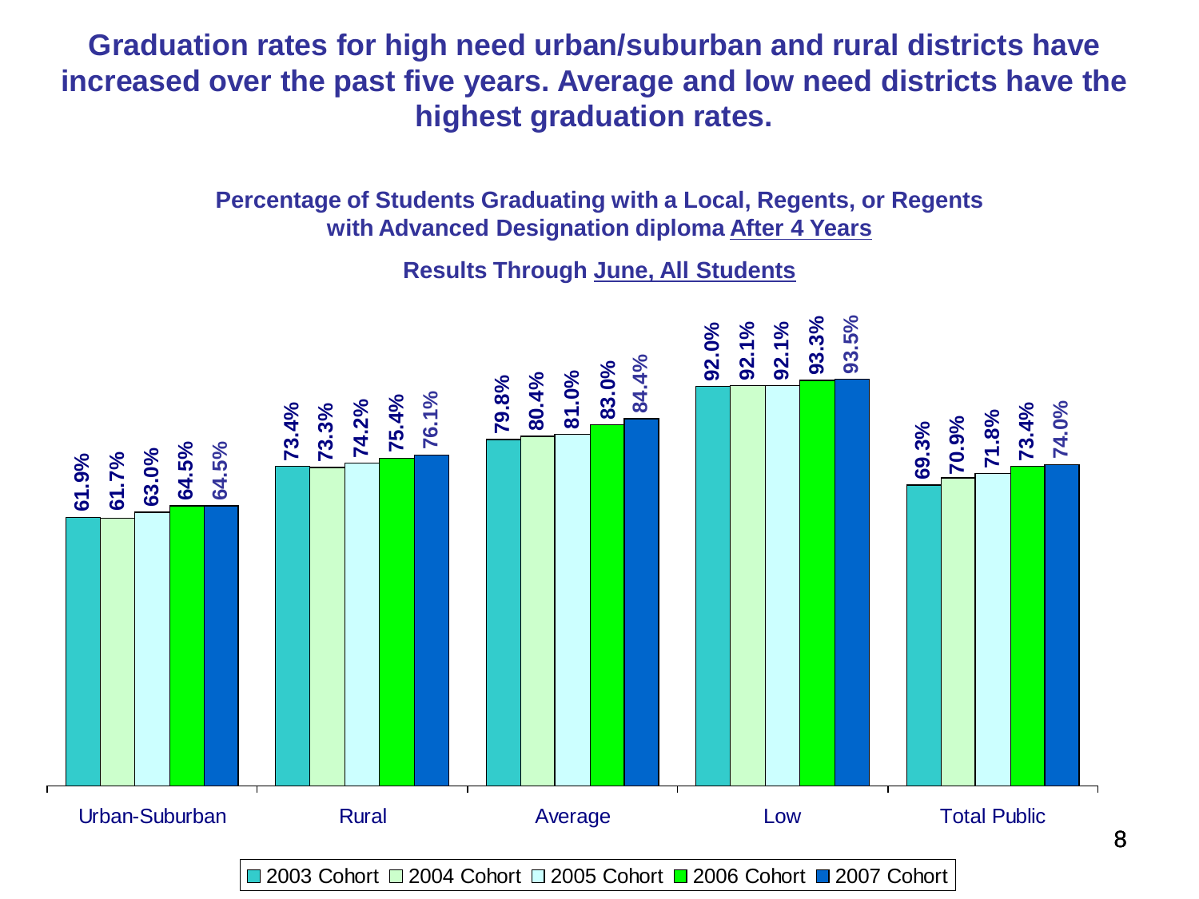# Graduation rates for high need urban/suburban and rural districts have increased over the past five years. Average and low need districts have the highest graduation rates.

**Percentage of Students Graduating with a Local, Regents, or Regents with Advanced Designation diploma After 4 Years**

**Results Through June, All Students**

| | 2003 Cohort | 2004 Cohort | 2005 Cohort | 2006 Cohort | 2007 Cohort |
|---|---|---|---|---|---|
| Urban-Suburban | 61.9% | 61.7% | 63.0% | 64.5% | 64.5% |
| Rural | 73.4% | 73.3% | 74.2% | 75.4% | 76.1% |
| Average | 79.8% | 80.4% | 81.0% | 83.0% | 84.4% |
| Low | 92.0% | 92.1% | 92.1% | 93.3% | 93.5% |
| Total Public | 69.3% | 70.9% | 71.8% | 73.4% | 74.0% |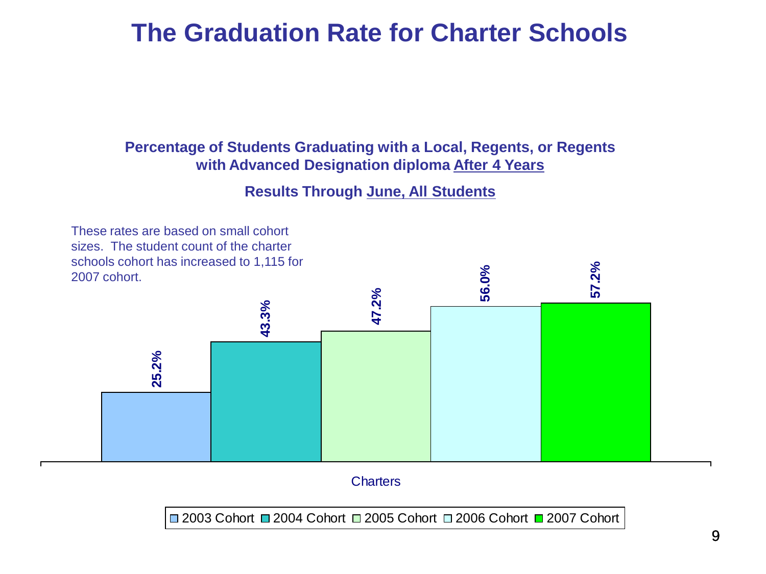# The Graduation Rate for Charter Schools

**Percentage of Students Graduating with a Local, Regents, or Regents with Advanced Designation diploma After 4 Years**

**Results Through June, All Students**

These rates are based on small cohort sizes. The student count of the charter schools cohort has increased to 1,115 for 2007 cohort.

| | 2003 Cohort | 2004 Cohort | 2005 Cohort | 2006 Cohort | 2007 Cohort |
|---|---|---|---|---|---|
| Charters | 25.2% | 43.3% | 47.2% | 56.0% | 57.2% |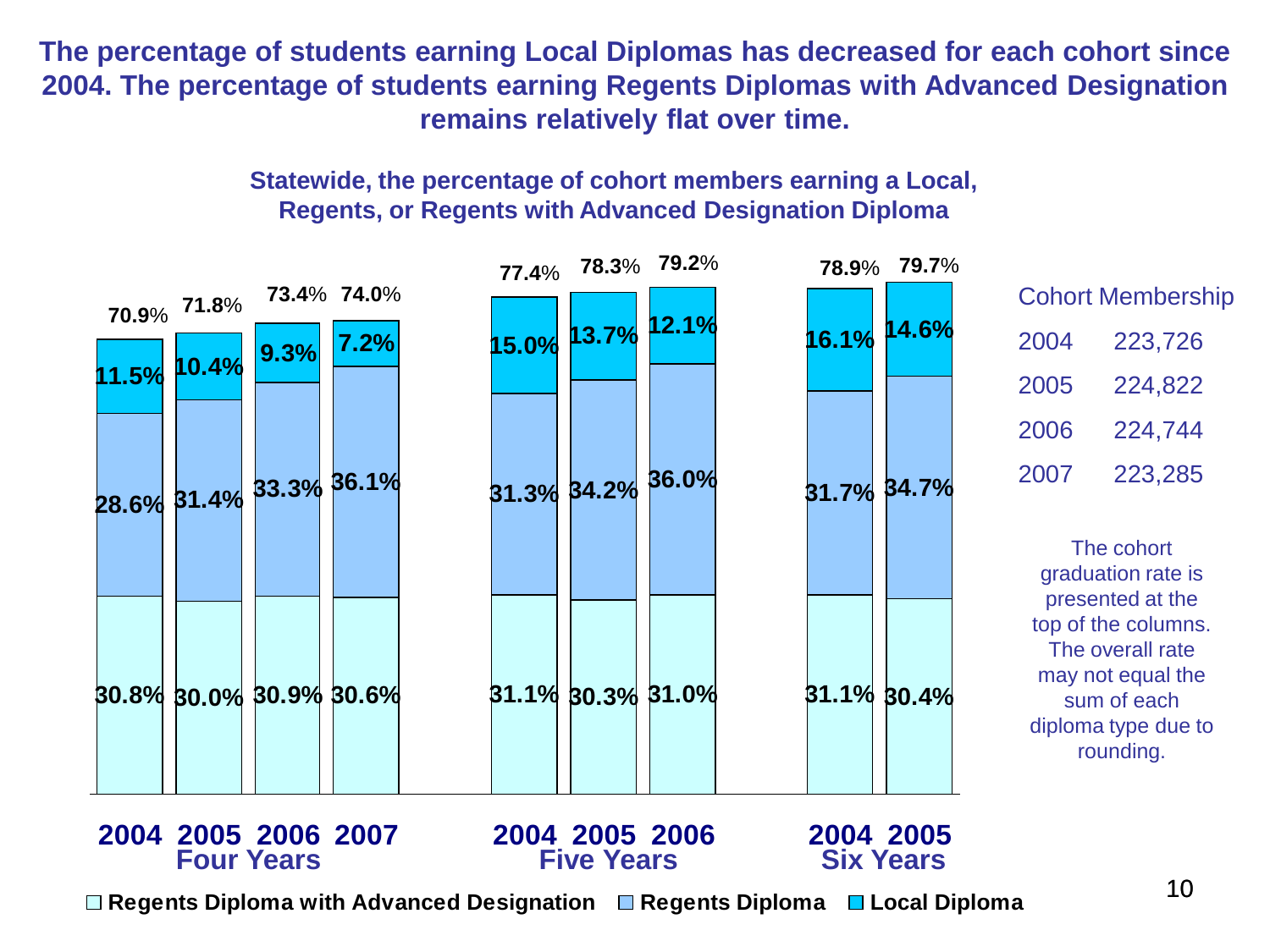## The percentage of students earning Local Diplomas has decreased for each cohort since 2004. The percentage of students earning Regents Diplomas with Advanced Designation remains relatively flat over time.

### Statewide, the percentage of cohort members earning a Local, Regents, or Regents with Advanced Designation Diploma

| | Cohort | Regents Diploma with Advanced Designation | Regents Diploma | Local Diploma | Cohort Graduation Rate |
|---|---|---|---|---|---|
| Four Years | 2004 | 30.8% | 28.6% | 11.5% | 70.9% |
| | 2005 | 30.0% | 31.4% | 10.4% | 71.8% |
| | 2006 | 30.9% | 33.3% | 9.3% | 73.4% |
| | 2007 | 30.6% | 36.1% | 7.2% | 74.0% |
| Five Years | 2004 | 31.1% | 31.3% | 15.0% | 77.4% |
| | 2005 | 30.3% | 34.2% | 13.7% | 78.3% |
| | 2006 | 31.0% | 36.0% | 12.1% | 79.2% |
| Six Years | 2004 | 31.1% | 31.7% | 16.1% | 78.9% |
| | 2005 | 30.4% | 34.7% | 14.6% | 79.7% |

| Cohort Membership | |
|---|---|
| 2004 | 223,726 |
| 2005 | 224,822 |
| 2006 | 224,744 |
| 2007 | 223,285 |

The cohort graduation rate is presented at the top of the columns. The overall rate may not equal the sum of each diploma type due to rounding.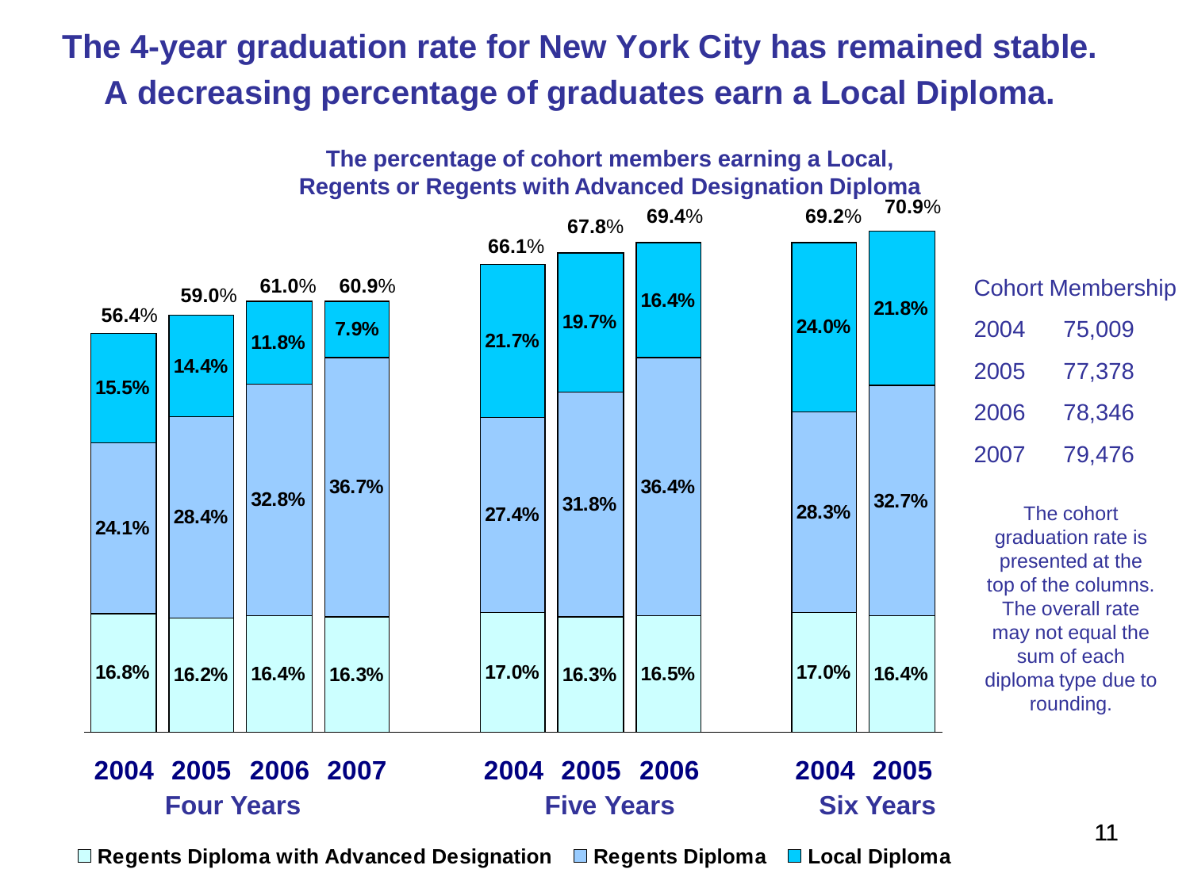# The 4-year graduation rate for New York City has remained stable. A decreasing percentage of graduates earn a Local Diploma.

**The percentage of cohort members earning a Local, Regents or Regents with Advanced Designation Diploma**

| | Cohort | Regents Diploma with Advanced Designation | Regents Diploma | Local Diploma | Total |
|---|---|---|---|---|---|
| Four Years | 2004 | 16.8% | 24.1% | 15.5% | 56.4% |
| | 2005 | 16.2% | 28.4% | 14.4% | 59.0% |
| | 2006 | 16.4% | 32.8% | 11.8% | 61.0% |
| | 2007 | 16.3% | 36.7% | 7.9% | 60.9% |
| Five Years | 2004 | 17.0% | 27.4% | 21.7% | 66.1% |
| | 2005 | 16.3% | 31.8% | 19.7% | 67.8% |
| | 2006 | 16.5% | 36.4% | 16.4% | 69.4% |
| Six Years | 2004 | 17.0% | 28.3% | 24.0% | 69.2% |
| | 2005 | 16.4% | 32.7% | 21.8% | 70.9% |

| Cohort Membership | |
|---|---|
| 2004 | 75,009 |
| 2005 | 77,378 |
| 2006 | 78,346 |
| 2007 | 79,476 |

The cohort graduation rate is presented at the top of the columns. The overall rate may not equal the sum of each diploma type due to rounding.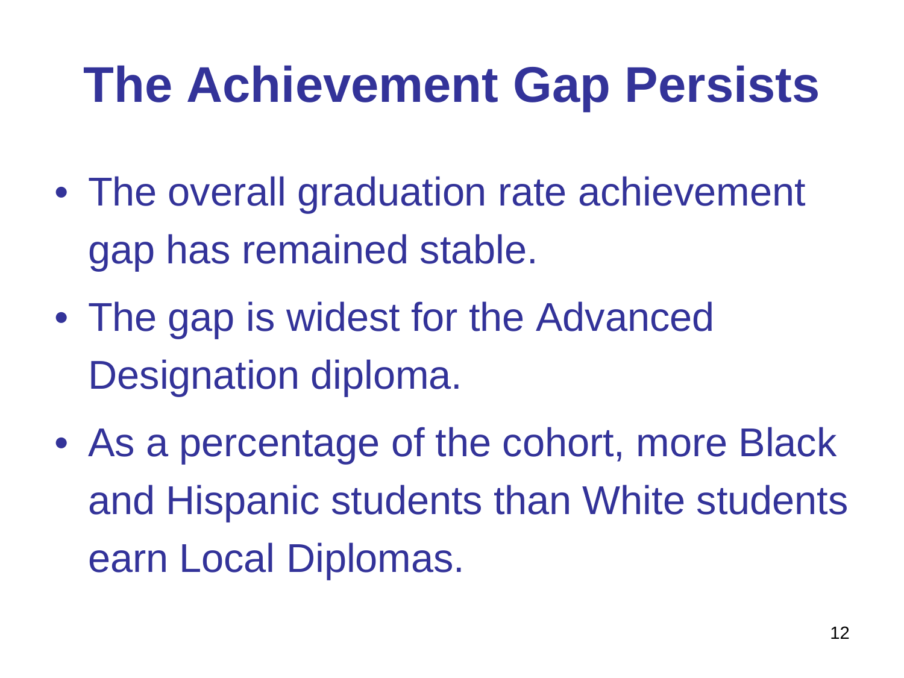# The Achievement Gap Persists

- The overall graduation rate achievement gap has remained stable.
- The gap is widest for the Advanced Designation diploma.
- As a percentage of the cohort, more Black and Hispanic students than White students earn Local Diplomas.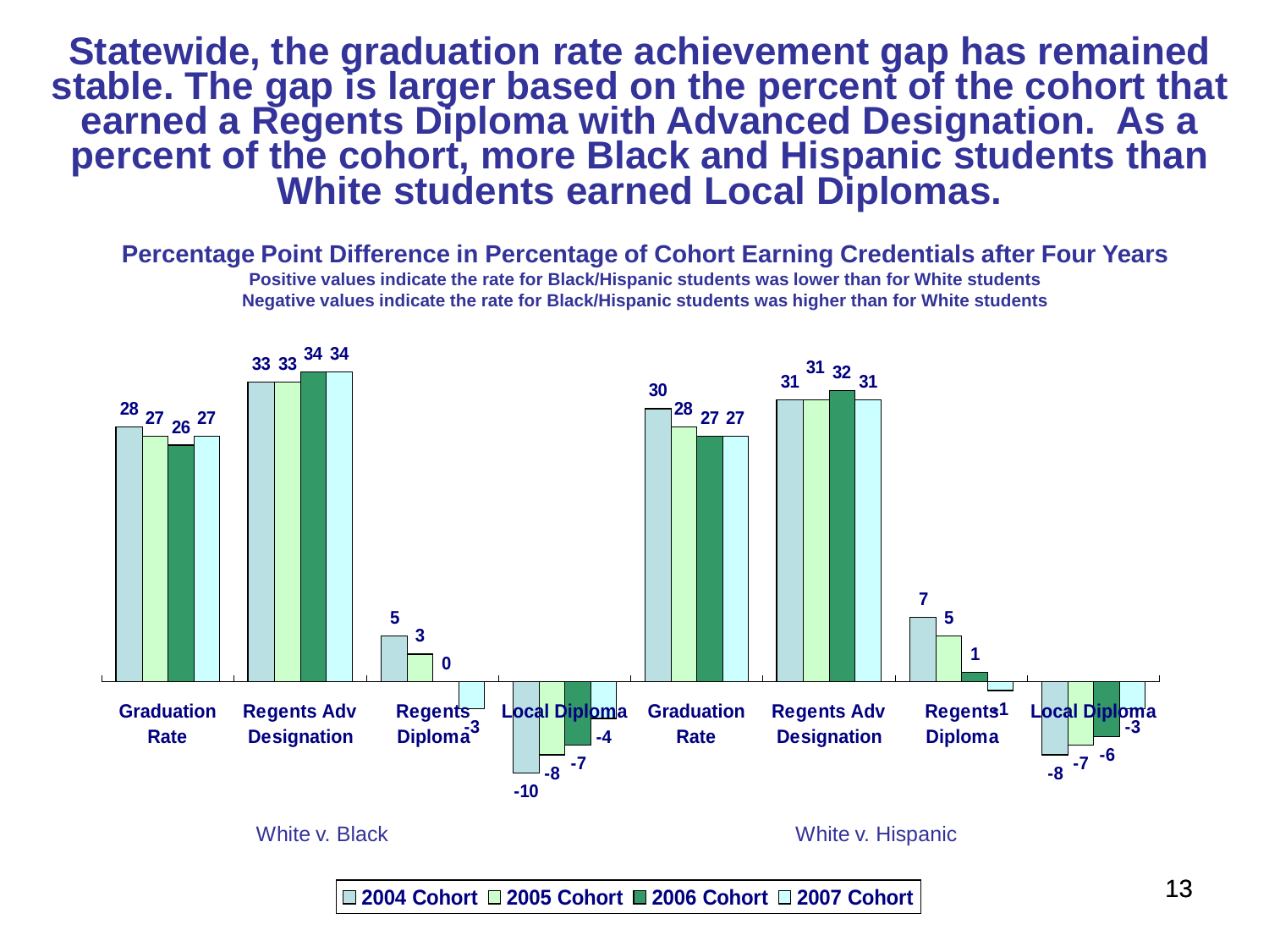# Statewide, the graduation rate achievement gap has remained stable. The gap is larger based on the percent of the cohort that earned a Regents Diploma with Advanced Designation. As a percent of the cohort, more Black and Hispanic students than White students earned Local Diplomas.

**Percentage Point Difference in Percentage of Cohort Earning Credentials after Four Years**

**Positive values indicate the rate for Black/Hispanic students was lower than for White students**
**Negative values indicate the rate for Black/Hispanic students was higher than for White students**

| Comparison | Credential | 2004 Cohort | 2005 Cohort | 2006 Cohort | 2007 Cohort |
|---|---|---|---|---|---|
| White v. Black | Graduation Rate | 28 | 27 | 26 | 27 |
| White v. Black | Regents Adv Designation | 33 | 33 | 34 | 34 |
| White v. Black | Regents Diploma | 5 | 3 | 0 | -3 |
| White v. Black | Local Diploma | -10 | -8 | -7 | -4 |
| White v. Hispanic | Graduation Rate | 30 | 28 | 27 | 27 |
| White v. Hispanic | Regents Adv Designation | 31 | 31 | 32 | 31 |
| White v. Hispanic | Regents Diploma | 7 | 5 | 1 | -1 |
| White v. Hispanic | Local Diploma | -8 | -7 | -6 | -3 |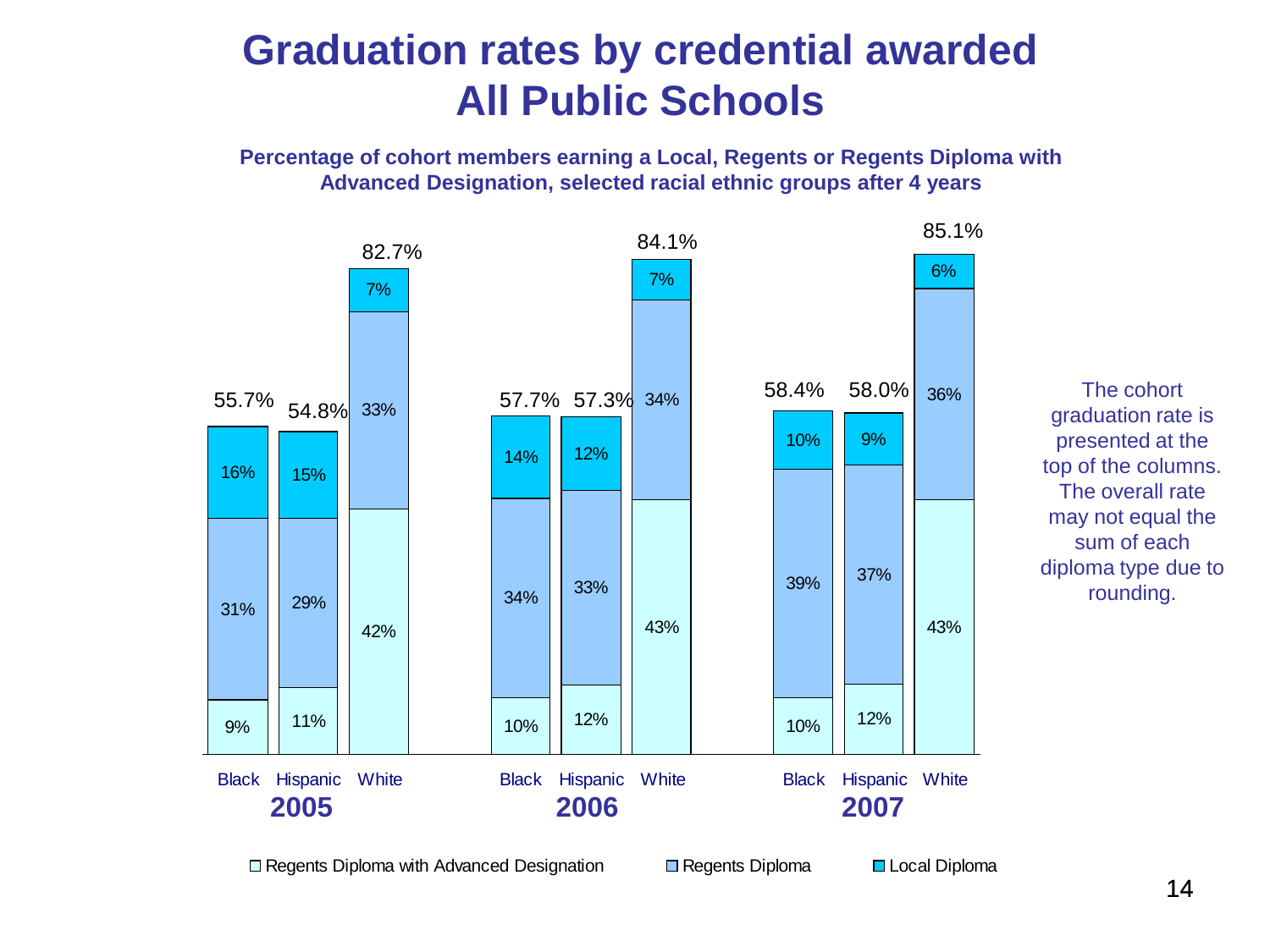# Graduation rates by credential awarded
# All Public Schools

**Percentage of cohort members earning a Local, Regents or Regents Diploma with Advanced Designation, selected racial ethnic groups after 4 years**

| Year | Group | Regents Diploma with Advanced Designation | Regents Diploma | Local Diploma | Cohort graduation rate |
|---|---|---|---|---|---|
| 2005 | Black | 9% | 31% | 16% | 55.7% |
| 2005 | Hispanic | 11% | 29% | 15% | 54.8% |
| 2005 | White | 42% | 33% | 7% | 82.7% |
| 2006 | Black | 10% | 34% | 14% | 57.7% |
| 2006 | Hispanic | 12% | 33% | 12% | 57.3% |
| 2006 | White | 43% | 34% | 7% | 84.1% |
| 2007 | Black | 10% | 39% | 10% | 58.4% |
| 2007 | Hispanic | 12% | 37% | 9% | 58.0% |
| 2007 | White | 43% | 36% | 6% | 85.1% |

The cohort graduation rate is presented at the top of the columns. The overall rate may not equal the sum of each diploma type due to rounding.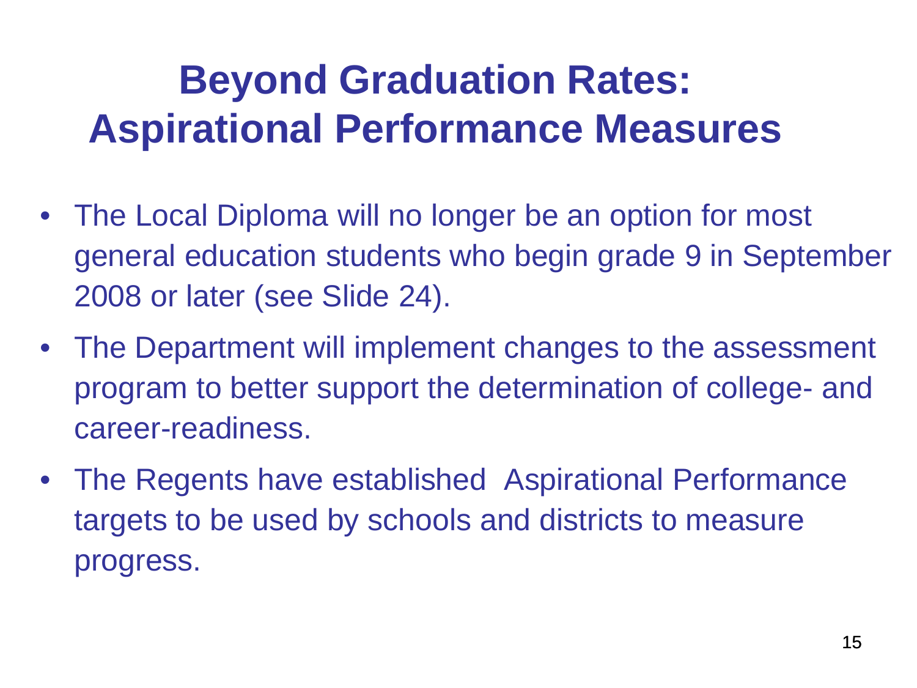# Beyond Graduation Rates: Aspirational Performance Measures

- The Local Diploma will no longer be an option for most general education students who begin grade 9 in September 2008 or later (see Slide 24).
- The Department will implement changes to the assessment program to better support the determination of college- and career-readiness.
- The Regents have established Aspirational Performance targets to be used by schools and districts to measure progress.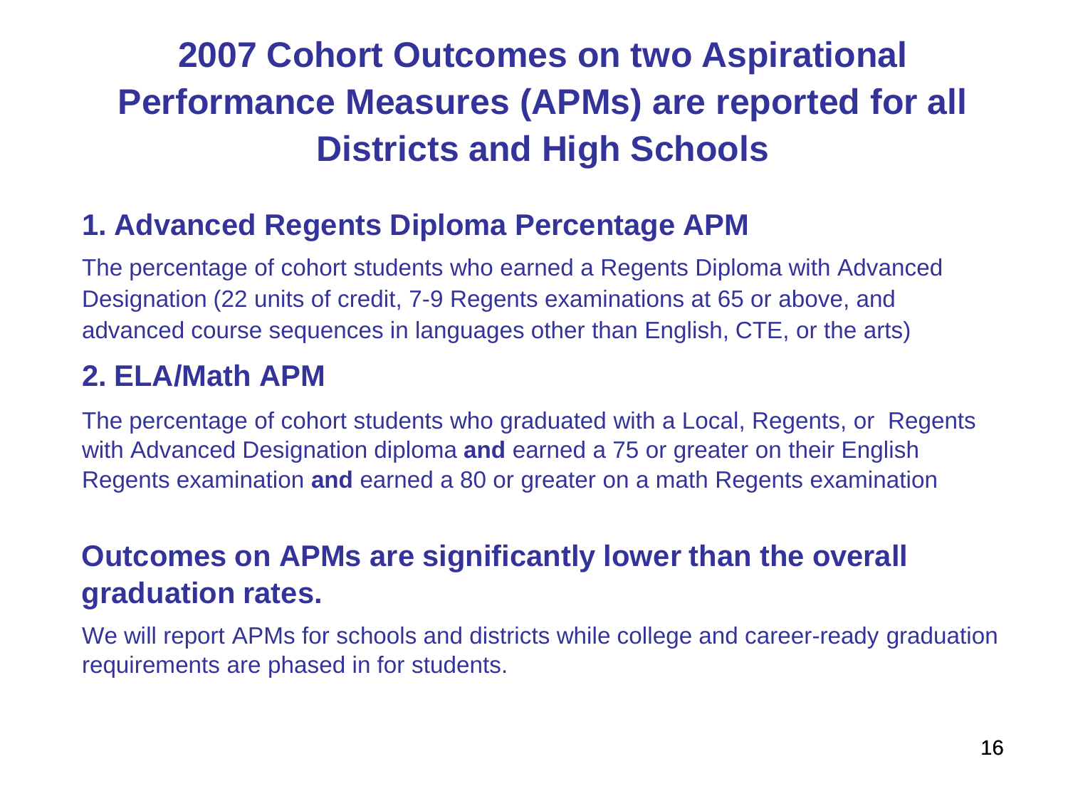# 2007 Cohort Outcomes on two Aspirational Performance Measures (APMs) are reported for all Districts and High Schools

## 1. Advanced Regents Diploma Percentage APM

The percentage of cohort students who earned a Regents Diploma with Advanced Designation (22 units of credit, 7-9 Regents examinations at 65 or above, and advanced course sequences in languages other than English, CTE, or the arts)

## 2. ELA/Math APM

The percentage of cohort students who graduated with a Local, Regents, or Regents with Advanced Designation diploma **and** earned a 75 or greater on their English Regents examination **and** earned a 80 or greater on a math Regents examination

## Outcomes on APMs are significantly lower than the overall graduation rates.

We will report APMs for schools and districts while college and career-ready graduation requirements are phased in for students.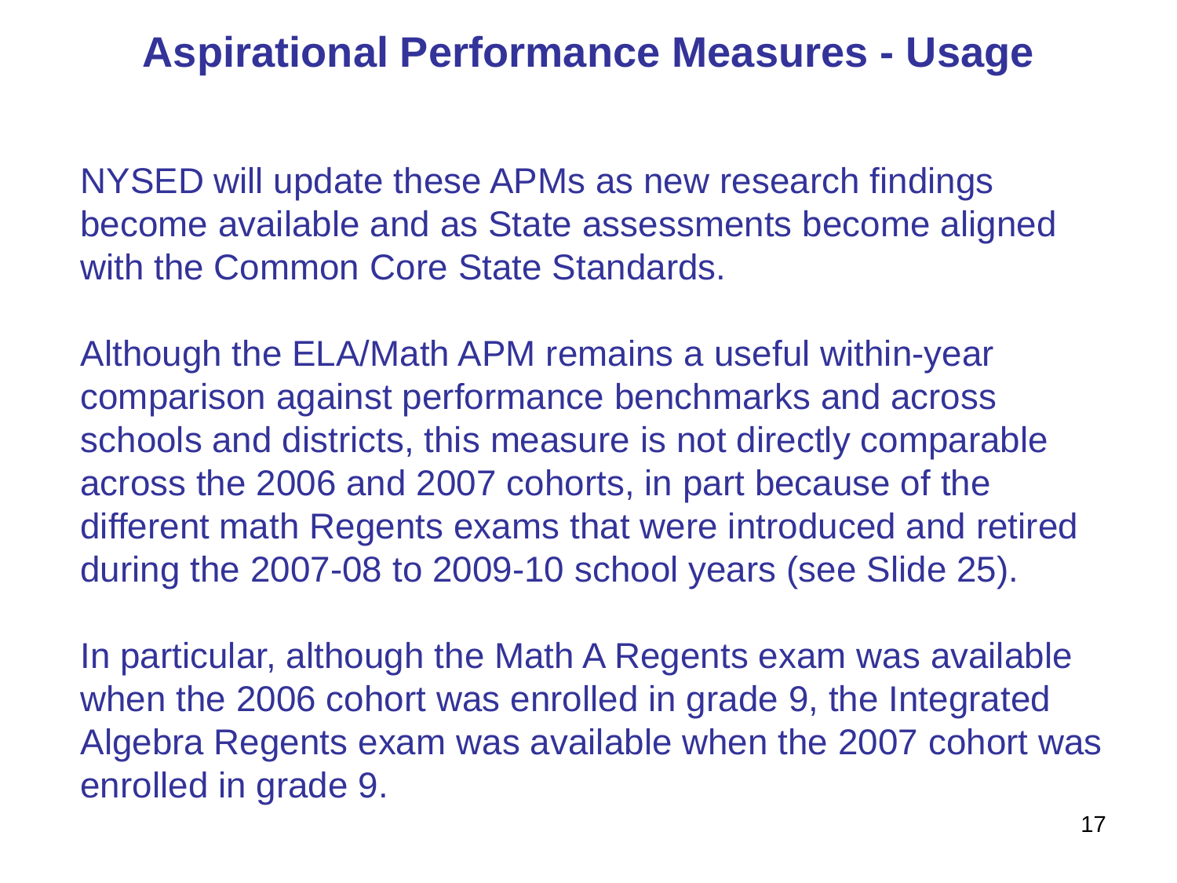# Aspirational Performance Measures - Usage

NYSED will update these APMs as new research findings become available and as State assessments become aligned with the Common Core State Standards.

Although the ELA/Math APM remains a useful within-year comparison against performance benchmarks and across schools and districts, this measure is not directly comparable across the 2006 and 2007 cohorts, in part because of the different math Regents exams that were introduced and retired during the 2007-08 to 2009-10 school years (see Slide 25).

In particular, although the Math A Regents exam was available when the 2006 cohort was enrolled in grade 9, the Integrated Algebra Regents exam was available when the 2007 cohort was enrolled in grade 9.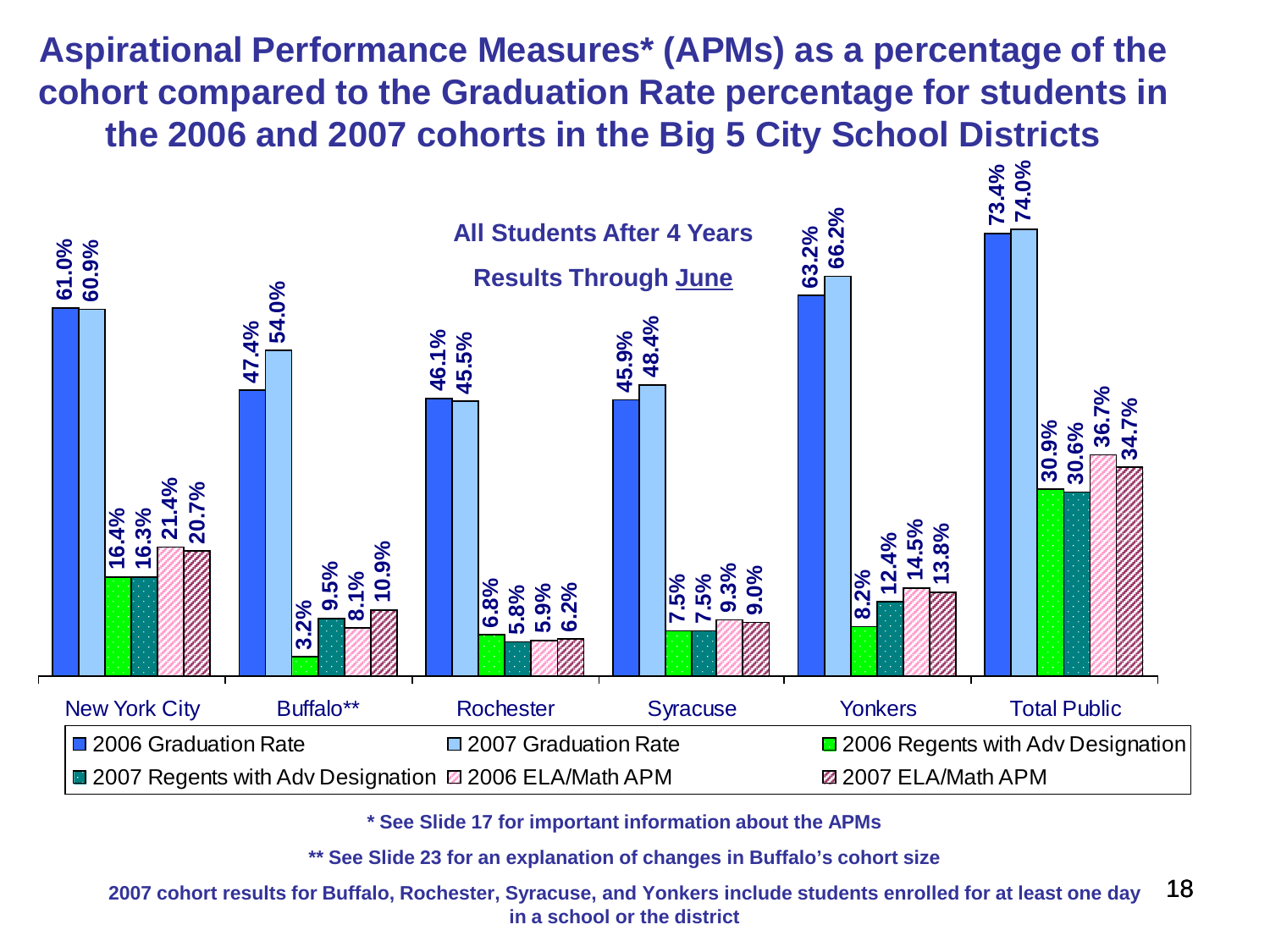# Aspirational Performance Measures* (APMs) as a percentage of the cohort compared to the Graduation Rate percentage for students in the 2006 and 2007 cohorts in the Big 5 City School Districts

**All Students After 4 Years**

**Results Through June**

| | New York City | Buffalo** | Rochester | Syracuse | Yonkers | Total Public |
|---|---|---|---|---|---|---|
| 2006 Graduation Rate | 61.0% | 47.4% | 46.1% | 45.9% | 63.2% | 73.4% |
| 2007 Graduation Rate | 60.9% | 54.0% | 45.5% | 48.4% | 66.2% | 74.0% |
| 2006 Regents with Adv Designation | 16.4% | 3.2% | 6.8% | 7.5% | 8.2% | 30.9% |
| 2007 Regents with Adv Designation | 16.3% | 9.5% | 5.8% | 7.5% | 12.4% | 30.6% |
| 2006 ELA/Math APM | 21.4% | 8.1% | 5.9% | 9.3% | 14.5% | 36.7% |
| 2007 ELA/Math APM | 20.7% | 10.9% | 6.2% | 9.0% | 13.8% | 34.7% |

**\* See Slide 17 for important information about the APMs**

**\*\* See Slide 23 for an explanation of changes in Buffalo's cohort size**

**2007 cohort results for Buffalo, Rochester, Syracuse, and Yonkers include students enrolled for at least one day in a school or the district**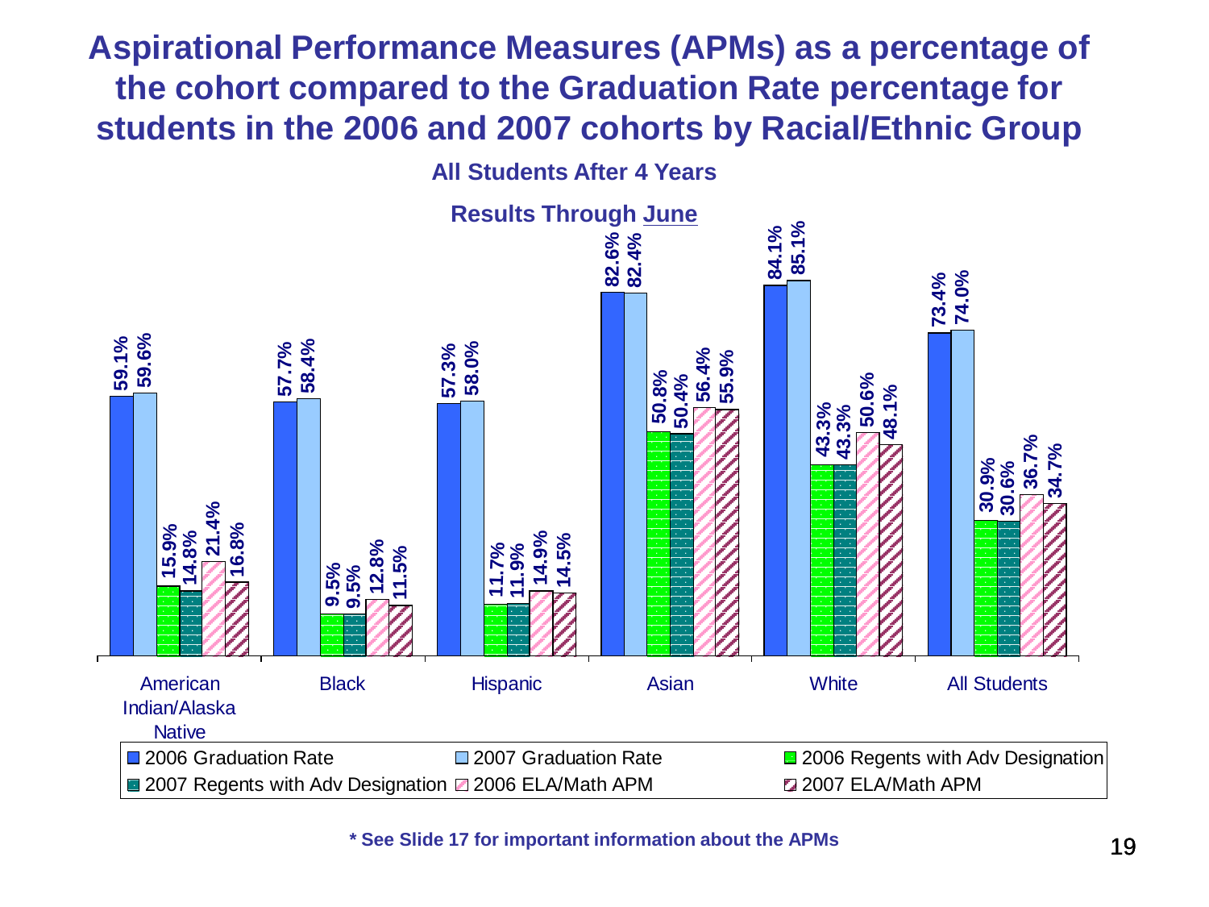# Aspirational Performance Measures (APMs) as a percentage of the cohort compared to the Graduation Rate percentage for students in the 2006 and 2007 cohorts by Racial/Ethnic Group

**All Students After 4 Years**

**Results Through June**

| | American Indian/Alaska Native | Black | Hispanic | Asian | White | All Students |
|---|---|---|---|---|---|---|
| 2006 Graduation Rate | 59.1% | 57.7% | 57.3% | 82.6% | 84.1% | 73.4% |
| 2007 Graduation Rate | 59.6% | 58.4% | 58.0% | 82.4% | 85.1% | 74.0% |
| 2006 Regents with Adv Designation | 15.9% | 9.5% | 11.7% | 50.8% | 43.3% | 30.9% |
| 2007 Regents with Adv Designation | 14.8% | 9.5% | 11.9% | 50.4% | 43.3% | 30.6% |
| 2006 ELA/Math APM | 21.4% | 12.8% | 14.9% | 56.4% | 50.6% | 36.7% |
| 2007 ELA/Math APM | 16.8% | 11.5% | 14.5% | 55.9% | 48.1% | 34.7% |

**\* See Slide 17 for important information about the APMs**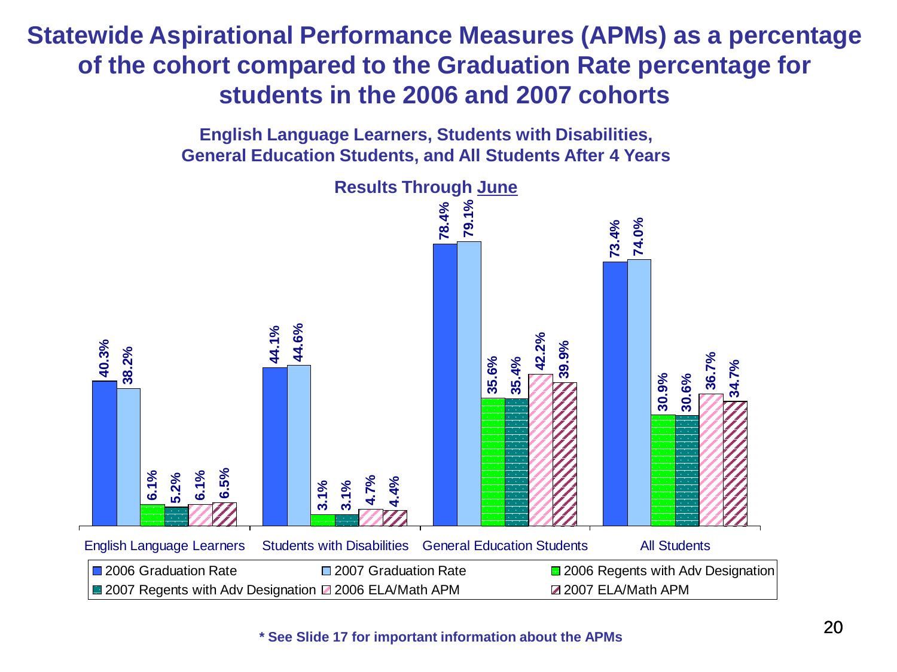# Statewide Aspirational Performance Measures (APMs) as a percentage of the cohort compared to the Graduation Rate percentage for students in the 2006 and 2007 cohorts

**English Language Learners, Students with Disabilities, General Education Students, and All Students After 4 Years**

**Results Through June**

| | English Language Learners | Students with Disabilities | General Education Students | All Students |
|---|---|---|---|---|
| 2006 Graduation Rate | 40.3% | 44.1% | 78.4% | 73.4% |
| 2007 Graduation Rate | 38.2% | 44.6% | 79.1% | 74.0% |
| 2006 Regents with Adv Designation | 6.1% | 3.1% | 35.6% | 30.9% |
| 2007 Regents with Adv Designation | 5.2% | 3.1% | 35.4% | 30.6% |
| 2006 ELA/Math APM | 6.1% | 4.7% | 42.2% | 36.7% |
| 2007 ELA/Math APM | 6.5% | 4.4% | 39.9% | 34.7% |

**\* See Slide 17 for important information about the APMs**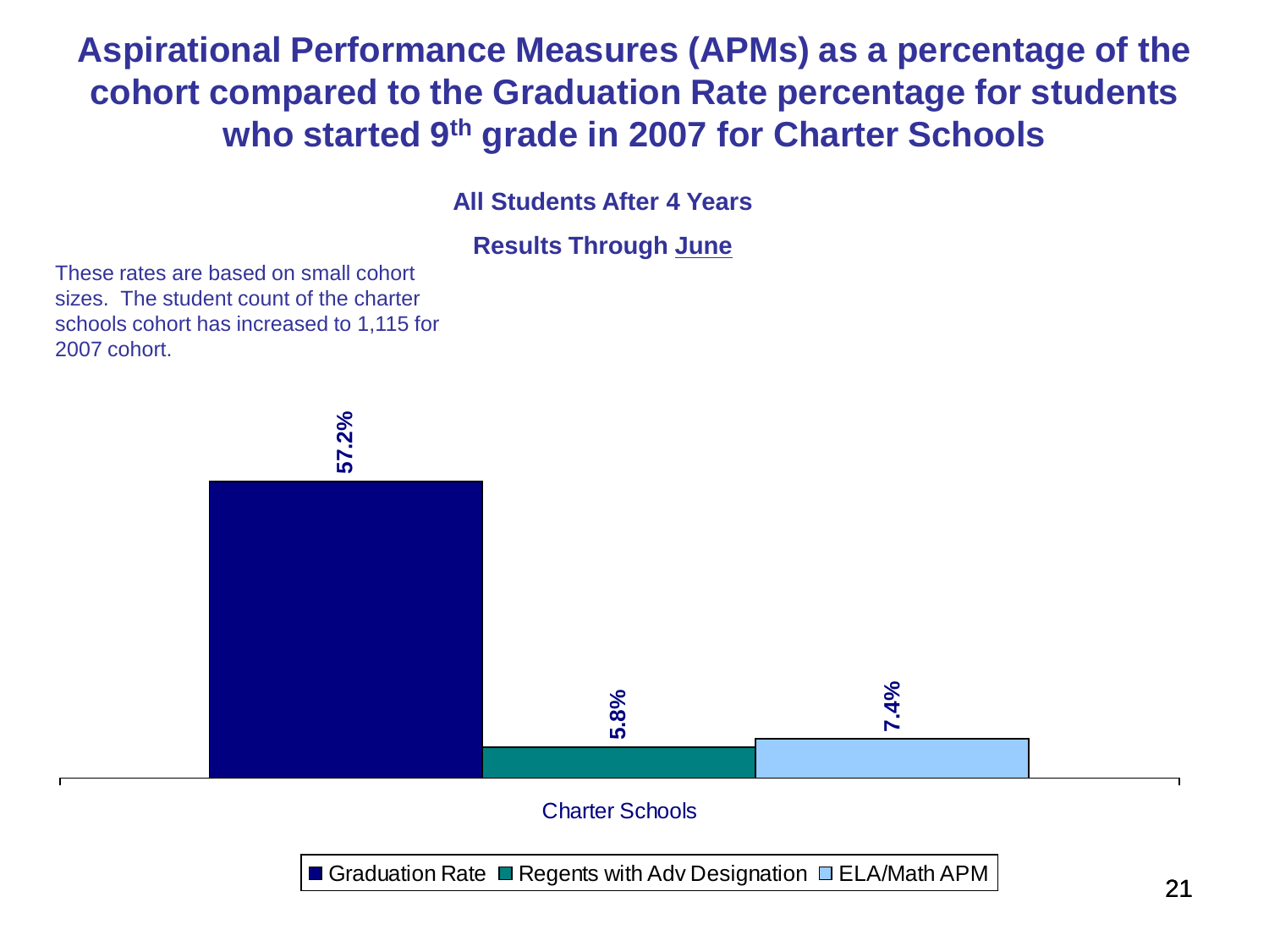# Aspirational Performance Measures (APMs) as a percentage of the cohort compared to the Graduation Rate percentage for students who started 9th grade in 2007 for Charter Schools

**All Students After 4 Years**

**Results Through June**

These rates are based on small cohort sizes. The student count of the charter schools cohort has increased to 1,115 for 2007 cohort.

| | Graduation Rate | Regents with Adv Designation | ELA/Math APM |
|---|---|---|---|
| Charter Schools | 57.2% | 5.8% | 7.4% |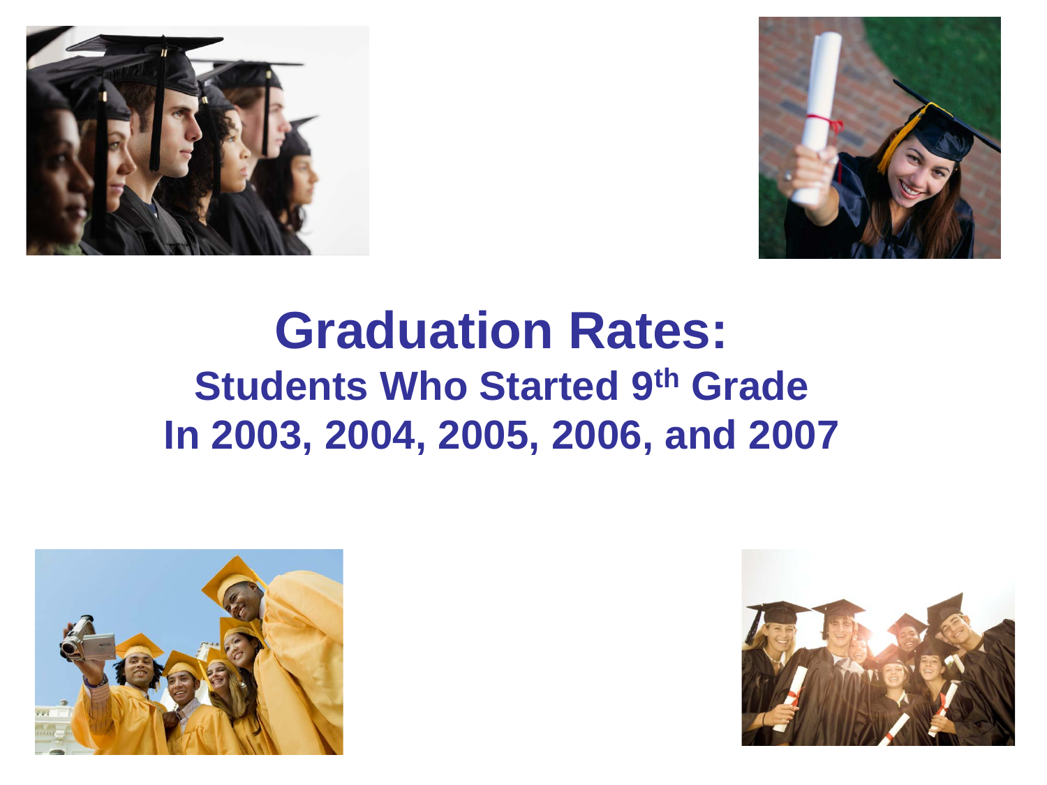# Graduation Rates:

## Students Who Started 9th Grade In 2003, 2004, 2005, 2006, and 2007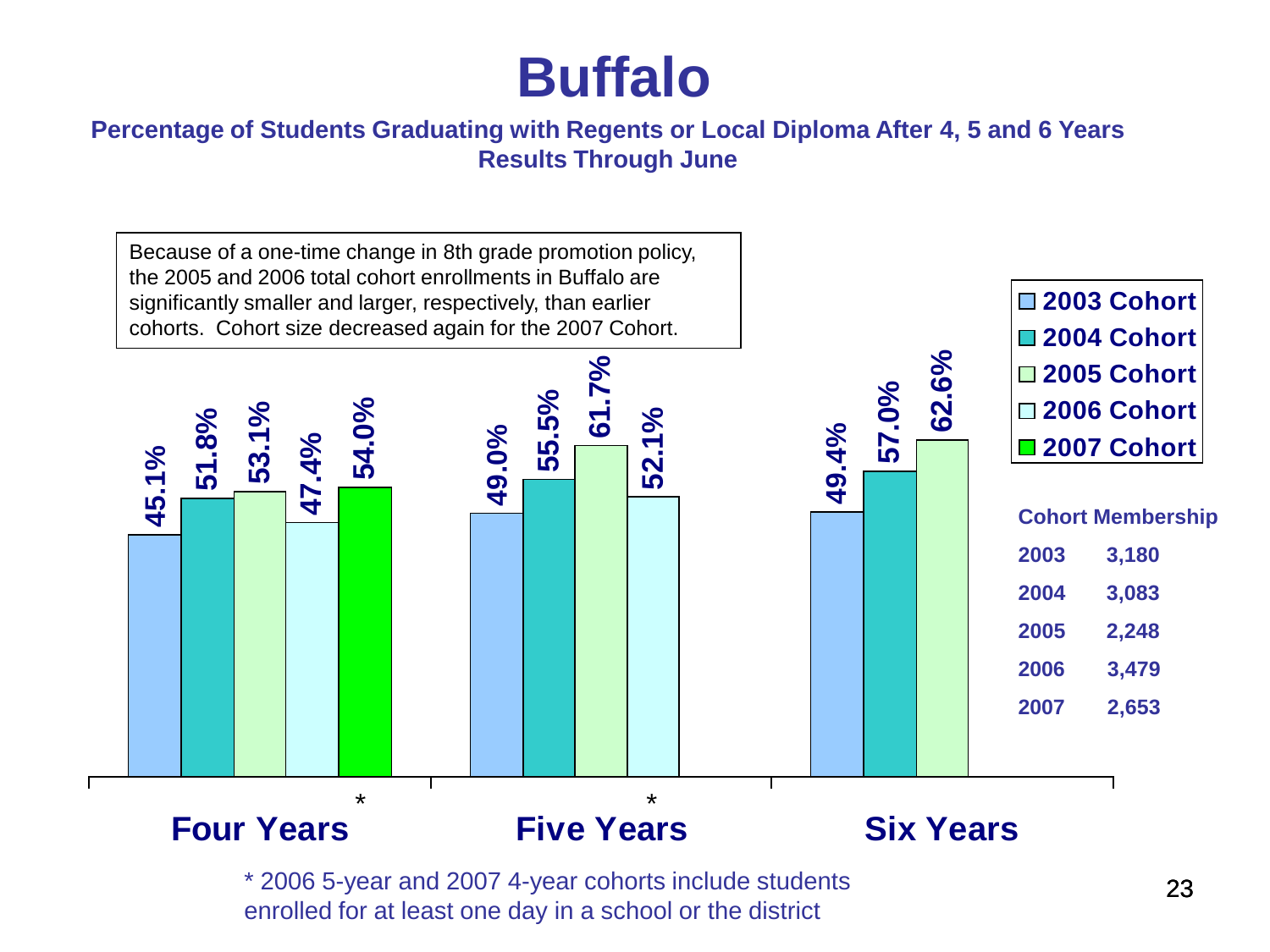# Buffalo

**Percentage of Students Graduating with Regents or Local Diploma After 4, 5 and 6 Years**
**Results Through June**

Because of a one-time change in 8th grade promotion policy, the 2005 and 2006 total cohort enrollments in Buffalo are significantly smaller and larger, respectively, than earlier cohorts. Cohort size decreased again for the 2007 Cohort.

| | 2003 Cohort | 2004 Cohort | 2005 Cohort | 2006 Cohort | 2007 Cohort |
|---|---|---|---|---|---|
| Four Years | 45.1% | 51.8% | 53.1% | 47.4% | 54.0%* |
| Five Years | 49.0% | 55.5% | 61.7% | 52.1%* | |
| Six Years | 49.4% | 57.0% | 62.6% | | |

**Cohort Membership**

| Cohort | Membership |
|---|---|
| 2003 | 3,180 |
| 2004 | 3,083 |
| 2005 | 2,248 |
| 2006 | 3,479 |
| 2007 | 2,653 |

* 2006 5-year and 2007 4-year cohorts include students enrolled for at least one day in a school or the district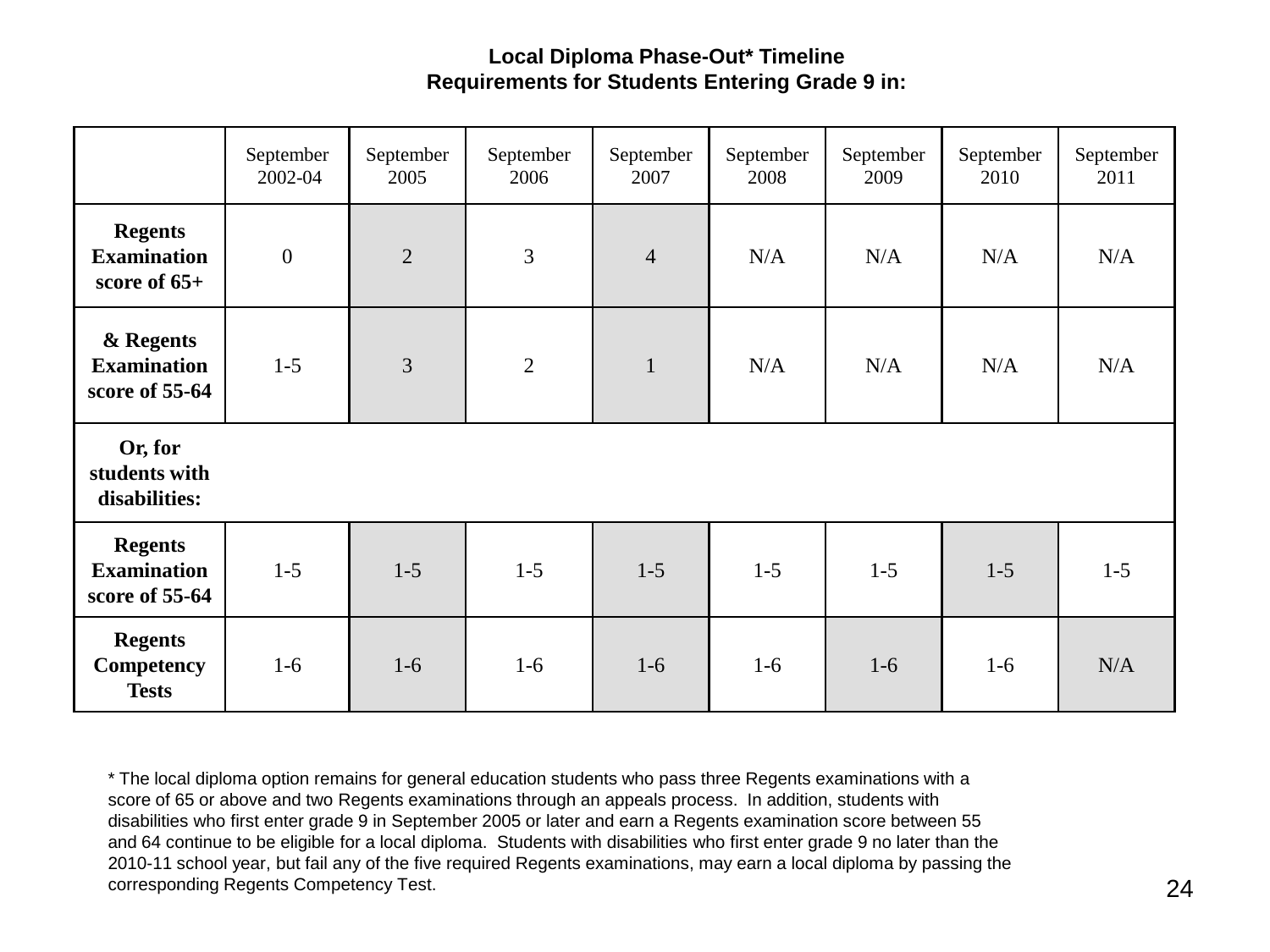## Local Diploma Phase-Out* Timeline
### Requirements for Students Entering Grade 9 in:

| | September 2002-04 | September 2005 | September 2006 | September 2007 | September 2008 | September 2009 | September 2010 | September 2011 |
|---|---|---|---|---|---|---|---|---|
| **Regents Examination score of 65+** | 0 | 2 | 3 | 4 | N/A | N/A | N/A | N/A |
| **& Regents Examination score of 55-64** | 1-5 | 3 | 2 | 1 | N/A | N/A | N/A | N/A |
| **Or, for students with disabilities:** | | | | | | | | |
| **Regents Examination score of 55-64** | 1-5 | 1-5 | 1-5 | 1-5 | 1-5 | 1-5 | 1-5 | 1-5 |
| **Regents Competency Tests** | 1-6 | 1-6 | 1-6 | 1-6 | 1-6 | 1-6 | 1-6 | N/A |

* The local diploma option remains for general education students who pass three Regents examinations with a score of 65 or above and two Regents examinations through an appeals process. In addition, students with disabilities who first enter grade 9 in September 2005 or later and earn a Regents examination score between 55 and 64 continue to be eligible for a local diploma. Students with disabilities who first enter grade 9 no later than the 2010-11 school year, but fail any of the five required Regents examinations, may earn a local diploma by passing the corresponding Regents Competency Test.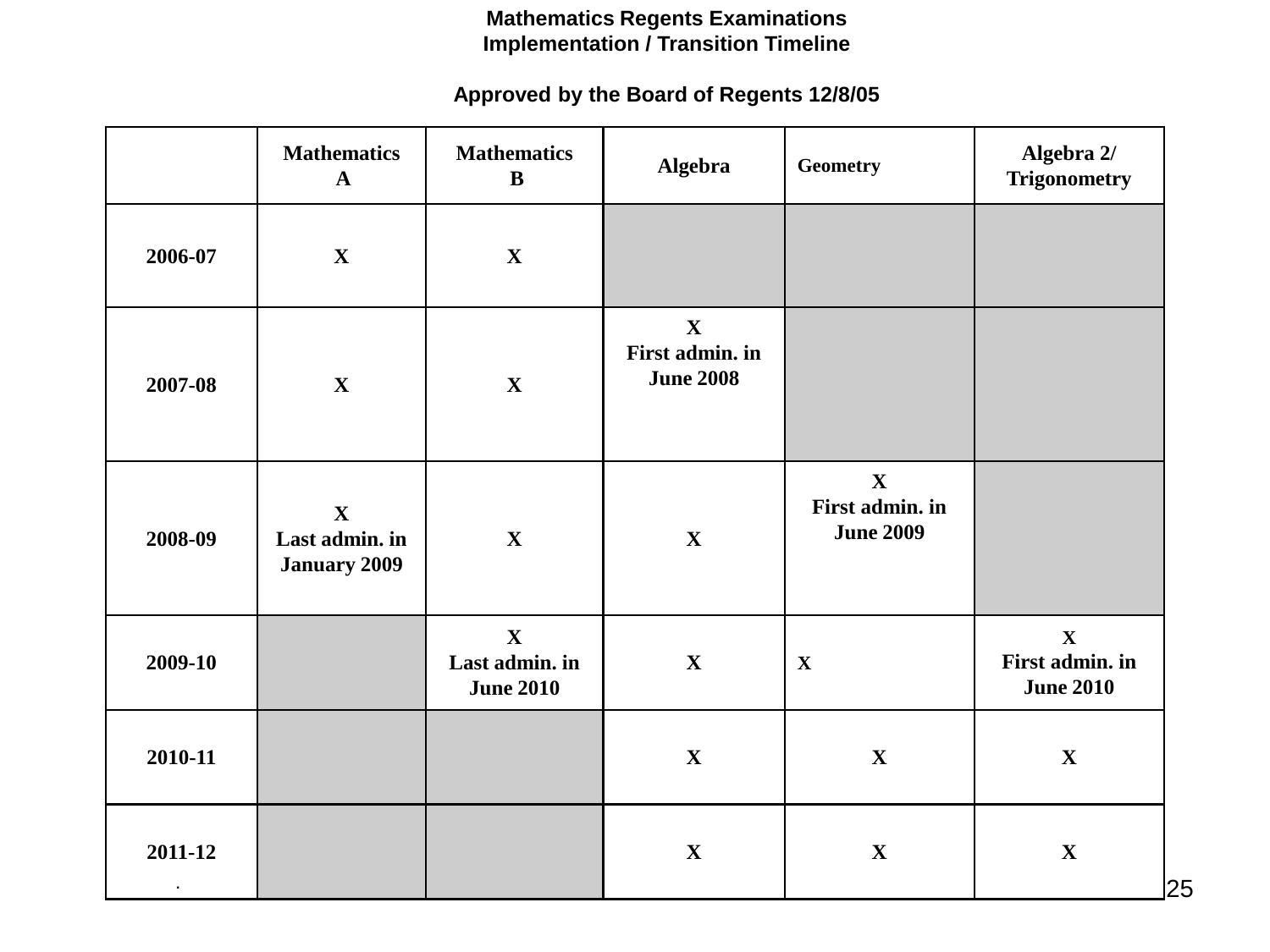# Mathematics Regents Examinations
## Implementation / Transition Timeline

**Approved by the Board of Regents 12/8/05**

| | Mathematics A | Mathematics B | Algebra | Geometry | Algebra 2/ Trigonometry |
|---|---|---|---|---|---|
| 2006-07 | X | X | | | |
| 2007-08 | X | X | X First admin. in June 2008 | | |
| 2008-09 | X Last admin. in January 2009 | X | X | X First admin. in June 2009 | |
| 2009-10 | | X Last admin. in June 2010 | X | X | X First admin. in June 2010 |
| 2010-11 | | | X | X | X |
| 2011-12 | | | X | X | X |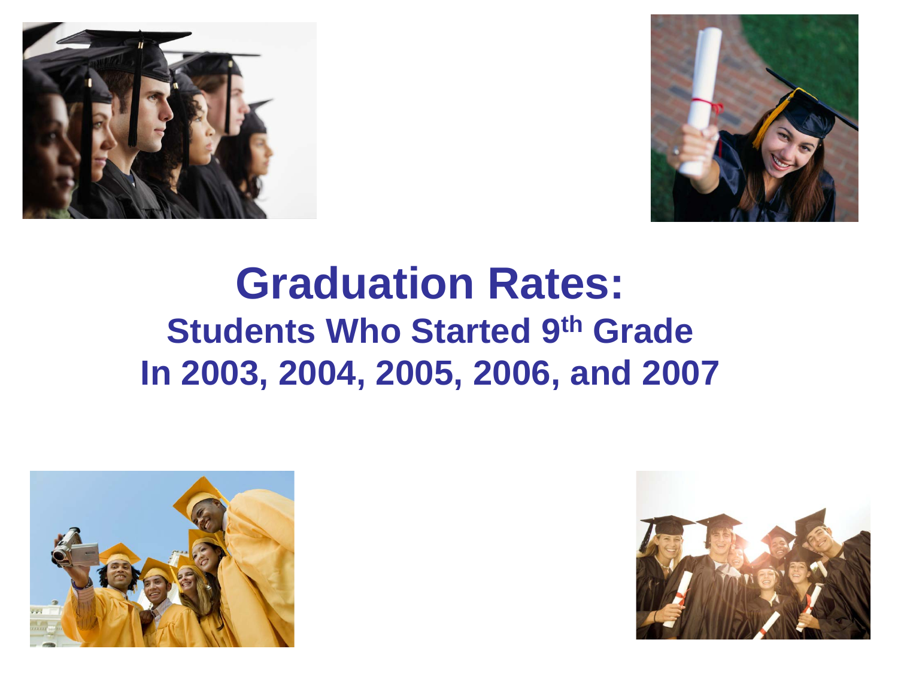# Graduation Rates:

## Students Who Started 9th Grade In 2003, 2004, 2005, 2006, and 2007